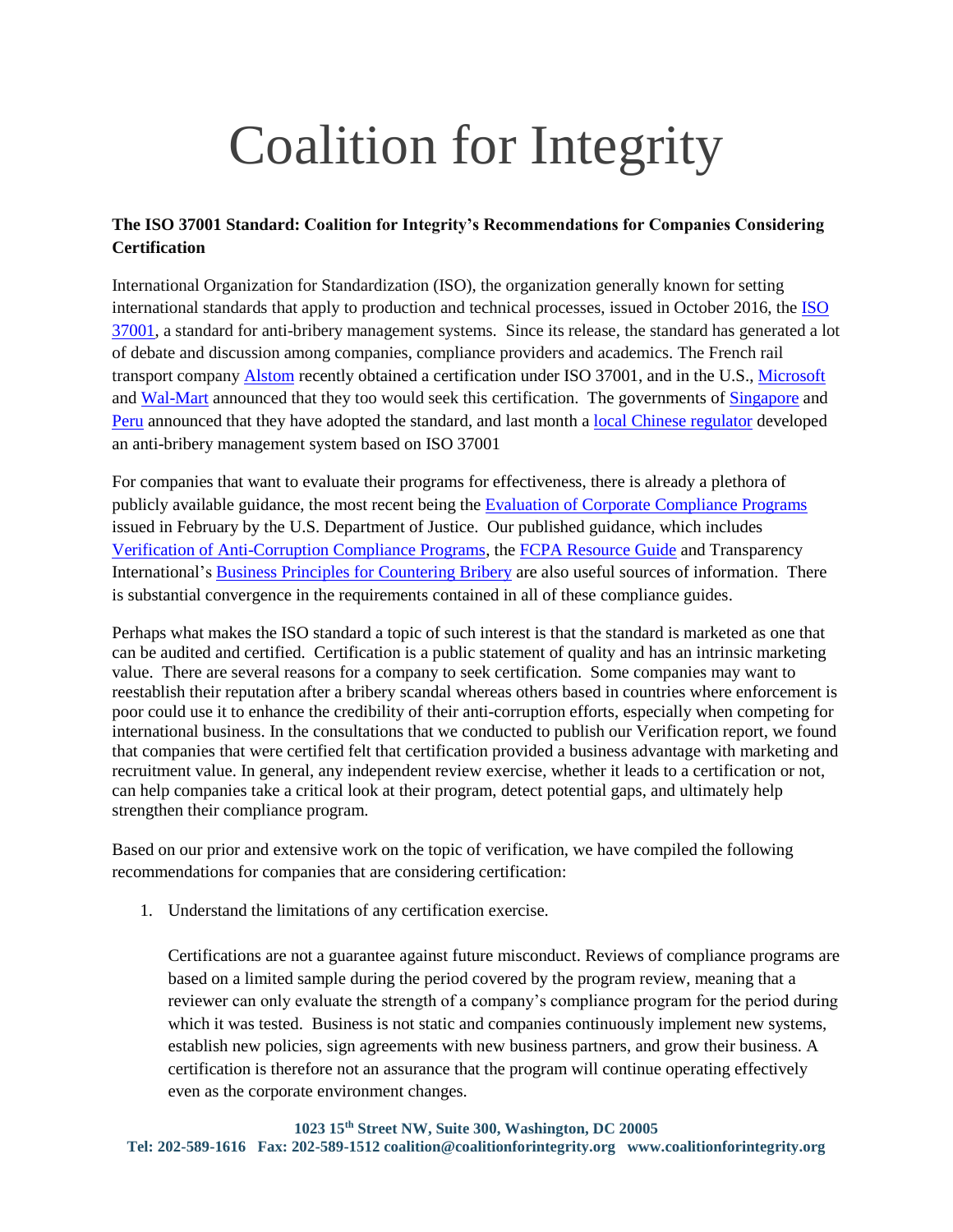# Coalition for Integrity

**The ISO 37001 Standard: Coalition for Integrity's Recommendations for Companies Considering Certification**

International Organization for Standardization (ISO), the organization generally known for setting international standards that apply to production and technical processes, issued in October 2016, the ISO 37001, a standard for anti-bribery management systems. Since its release, the standard has generated a lot of debate and discussion among companies, compliance providers and academics. The French rail transport company Alstom recently obtained a certification under ISO 37001, and in the U.S., Microsoft and Wal-Mart announced that they too would seek this certification. The governments of Singapore and Peru announced that they have adopted the standard, and last month a local Chinese regulator developed an anti-bribery management system based on ISO 37001

For companies that want to evaluate their programs for effectiveness, there is already a plethora of publicly available guidance, the most recent being the Evaluation of Corporate Compliance Programs issued in February by the U.S. Department of Justice. Our published guidance, which includes Verification of Anti-Corruption Compliance Programs, the FCPA Resource Guide and Transparency International's Business Principles for Countering Bribery are also useful sources of information. There is substantial convergence in the requirements contained in all of these compliance guides.

Perhaps what makes the ISO standard a topic of such interest is that the standard is marketed as one that can be audited and certified. Certification is a public statement of quality and has an intrinsic marketing value. There are several reasons for a company to seek certification. Some companies may want to reestablish their reputation after a bribery scandal whereas others based in countries where enforcement is poor could use it to enhance the credibility of their anti-corruption efforts, especially when competing for international business. In the consultations that we conducted to publish our Verification report, we found that companies that were certified felt that certification provided a business advantage with marketing and recruitment value. In general, any independent review exercise, whether it leads to a certification or not, can help companies take a critical look at their program, detect potential gaps, and ultimately help strengthen their compliance program.

Based on our prior and extensive work on the topic of verification, we have compiled the following recommendations for companies that are considering certification:

1. Understand the limitations of any certification exercise.

   Certifications are not a guarantee against future misconduct. Reviews of compliance programs are based on a limited sample during the period covered by the program review, meaning that a reviewer can only evaluate the strength of a company's compliance program for the period during which it was tested. Business is not static and companies continuously implement new systems, establish new policies, sign agreements with new business partners, and grow their business. A certification is therefore not an assurance that the program will continue operating effectively even as the corporate environment changes.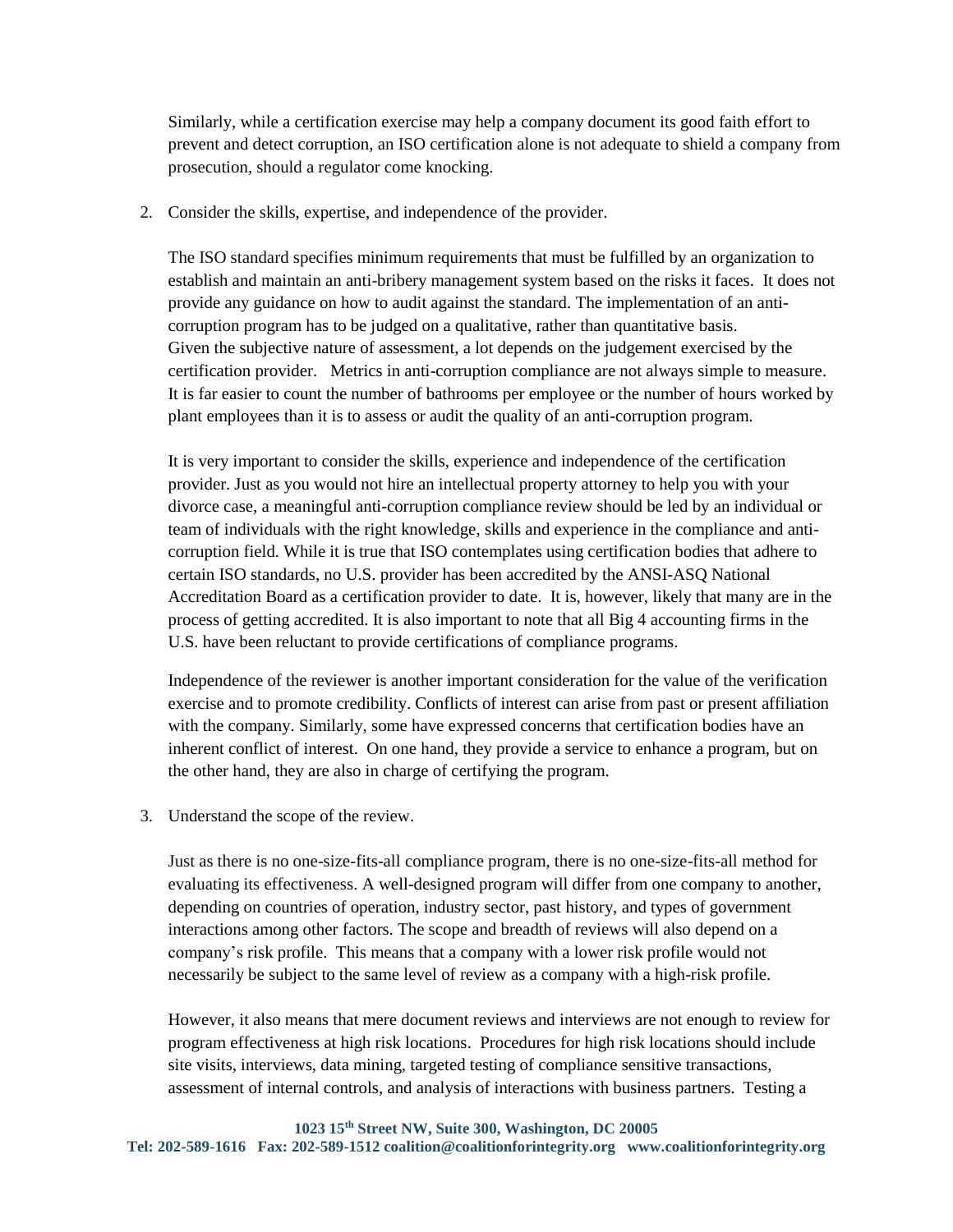Similarly, while a certification exercise may help a company document its good faith effort to prevent and detect corruption, an ISO certification alone is not adequate to shield a company from prosecution, should a regulator come knocking.

2. Consider the skills, expertise, and independence of the provider.

   The ISO standard specifies minimum requirements that must be fulfilled by an organization to establish and maintain an anti-bribery management system based on the risks it faces. It does not provide any guidance on how to audit against the standard. The implementation of an anti-corruption program has to be judged on a qualitative, rather than quantitative basis. Given the subjective nature of assessment, a lot depends on the judgement exercised by the certification provider. Metrics in anti-corruption compliance are not always simple to measure. It is far easier to count the number of bathrooms per employee or the number of hours worked by plant employees than it is to assess or audit the quality of an anti-corruption program.

   It is very important to consider the skills, experience and independence of the certification provider. Just as you would not hire an intellectual property attorney to help you with your divorce case, a meaningful anti-corruption compliance review should be led by an individual or team of individuals with the right knowledge, skills and experience in the compliance and anti-corruption field. While it is true that ISO contemplates using certification bodies that adhere to certain ISO standards, no U.S. provider has been accredited by the ANSI-ASQ National Accreditation Board as a certification provider to date. It is, however, likely that many are in the process of getting accredited. It is also important to note that all Big 4 accounting firms in the U.S. have been reluctant to provide certifications of compliance programs.

   Independence of the reviewer is another important consideration for the value of the verification exercise and to promote credibility. Conflicts of interest can arise from past or present affiliation with the company. Similarly, some have expressed concerns that certification bodies have an inherent conflict of interest. On one hand, they provide a service to enhance a program, but on the other hand, they are also in charge of certifying the program.

3. Understand the scope of the review.

   Just as there is no one-size-fits-all compliance program, there is no one-size-fits-all method for evaluating its effectiveness. A well-designed program will differ from one company to another, depending on countries of operation, industry sector, past history, and types of government interactions among other factors. The scope and breadth of reviews will also depend on a company's risk profile. This means that a company with a lower risk profile would not necessarily be subject to the same level of review as a company with a high-risk profile.

   However, it also means that mere document reviews and interviews are not enough to review for program effectiveness at high risk locations. Procedures for high risk locations should include site visits, interviews, data mining, targeted testing of compliance sensitive transactions, assessment of internal controls, and analysis of interactions with business partners. Testing a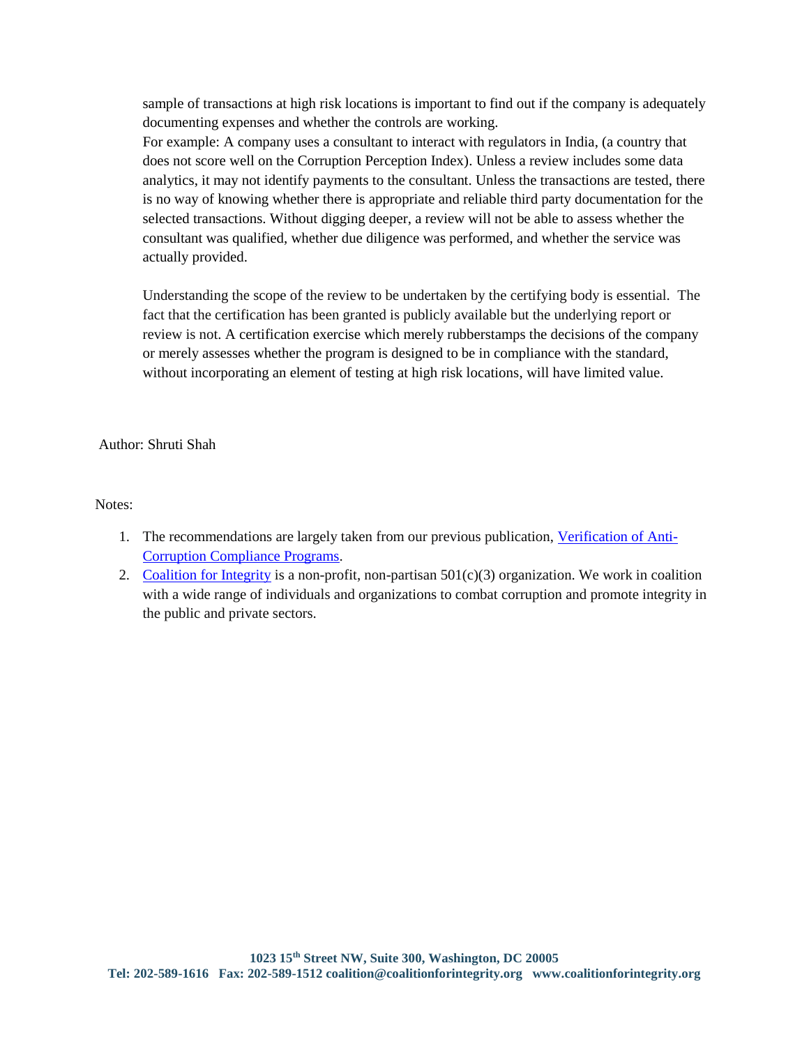sample of transactions at high risk locations is important to find out if the company is adequately documenting expenses and whether the controls are working.

For example: A company uses a consultant to interact with regulators in India, (a country that does not score well on the Corruption Perception Index). Unless a review includes some data analytics, it may not identify payments to the consultant. Unless the transactions are tested, there is no way of knowing whether there is appropriate and reliable third party documentation for the selected transactions. Without digging deeper, a review will not be able to assess whether the consultant was qualified, whether due diligence was performed, and whether the service was actually provided.

Understanding the scope of the review to be undertaken by the certifying body is essential. The fact that the certification has been granted is publicly available but the underlying report or review is not. A certification exercise which merely rubberstamps the decisions of the company or merely assesses whether the program is designed to be in compliance with the standard, without incorporating an element of testing at high risk locations, will have limited value.

Author: Shruti Shah

Notes:

1. The recommendations are largely taken from our previous publication, Verification of Anti-Corruption Compliance Programs.
2. Coalition for Integrity is a non-profit, non-partisan 501(c)(3) organization. We work in coalition with a wide range of individuals and organizations to combat corruption and promote integrity in the public and private sectors.

**1023 15th Street NW, Suite 300, Washington, DC 20005**
**Tel: 202-589-1616 Fax: 202-589-1512 coalition@coalitionforintegrity.org www.coalitionforintegrity.org**